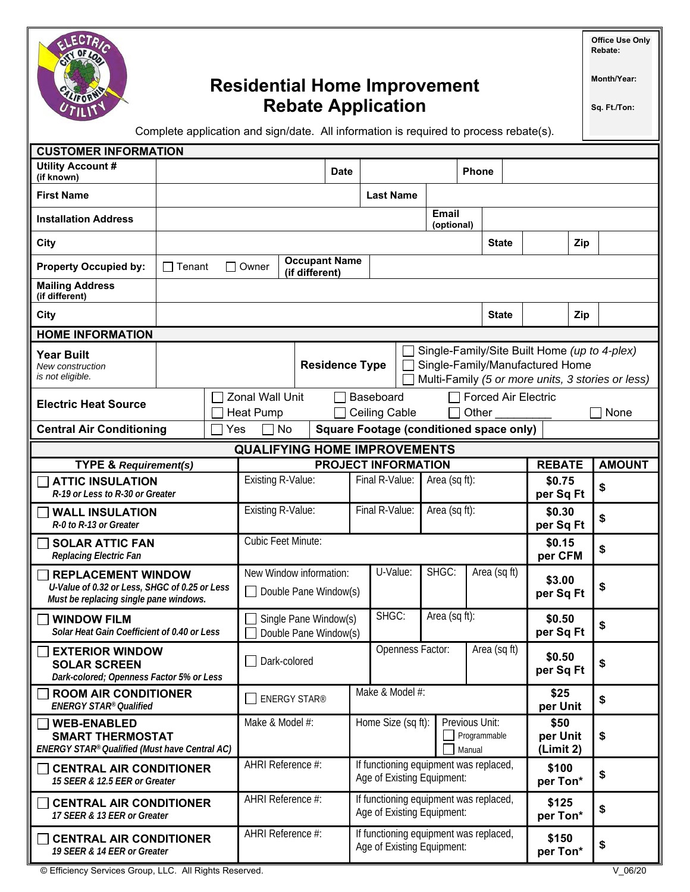# Residential Home Improvement Rebate Application

| Office Use Only |
|---|
| Rebate: |
| Month/Year: |
| Sq. Ft./Ton: |

Complete application and sign/date. All information is required to process rebate(s).

## CUSTOMER INFORMATION

| | | | | | | | |
|---|---|---|---|---|---|---|---|
| **Utility Account #** (if known) | | **Date** | | **Phone** | | | |
| **First Name** | | **Last Name** | | | | | |
| **Installation Address** | | **Email** (optional) | | | | | |
| **City** | | **State** | | **Zip** | | | |
| **Property Occupied by:** | ☐ Tenant ☐ Owner | **Occupant Name** (if different) | | | | | |
| **Mailing Address** (if different) | | | | | | | |
| **City** | | **State** | | **Zip** | | | |

## HOME INFORMATION

| | | | |
|---|---|---|---|
| **Year Built** *New construction is not eligible.* | | **Residence Type** | ☐ Single-Family/Site Built Home *(up to 4-plex)* ☐ Single-Family/Manufactured Home ☐ Multi-Family *(5 or more units, 3 stories or less)* |
| **Electric Heat Source** | ☐ Zonal Wall Unit ☐ Baseboard ☐ Forced Air Electric ☐ Heat Pump ☐ Ceiling Cable ☐ Other ________ ☐ None | | |
| **Central Air Conditioning** | ☐ Yes ☐ No | **Square Footage (conditioned space only)** | |

## QUALIFYING HOME IMPROVEMENTS

| TYPE & *Requirement(s)* | PROJECT INFORMATION | | | | REBATE | AMOUNT |
|---|---|---|---|---|---|---|
| ☐ **ATTIC INSULATION** *R-19 or Less to R-30 or Greater* | Existing R-Value: | Final R-Value: | Area (sq ft): | | **$0.75 per Sq Ft** | $ |
| ☐ **WALL INSULATION** *R-0 to R-13 or Greater* | Existing R-Value: | Final R-Value: | Area (sq ft): | | **$0.30 per Sq Ft** | $ |
| ☐ **SOLAR ATTIC FAN** *Replacing Electric Fan* | Cubic Feet Minute: | | | | **$0.15 per CFM** | $ |
| ☐ **REPLACEMENT WINDOW** *U-Value of 0.32 or Less, SHGC of 0.25 or Less Must be replacing single pane windows.* | New Window information: ☐ Double Pane Window(s) | U-Value: | SHGC: | Area (sq ft) | **$3.00 per Sq Ft** | $ |
| ☐ **WINDOW FILM** *Solar Heat Gain Coefficient of 0.40 or Less* | ☐ Single Pane Window(s) ☐ Double Pane Window(s) | SHGC: | Area (sq ft): | | **$0.50 per Sq Ft** | $ |
| ☐ **EXTERIOR WINDOW SOLAR SCREEN** *Dark-colored; Openness Factor 5% or Less* | ☐ Dark-colored | Openness Factor: | Area (sq ft) | | **$0.50 per Sq Ft** | $ |
| ☐ **ROOM AIR CONDITIONER** *ENERGY STAR® Qualified* | ☐ ENERGY STAR® | Make & Model #: | | | **$25 per Unit** | $ |
| ☐ **WEB-ENABLED SMART THERMOSTAT** *ENERGY STAR® Qualified (Must have Central AC)* | Make & Model #: | Home Size (sq ft): | Previous Unit: ☐ Programmable ☐ Manual | | **$50 per Unit (Limit 2)** | $ |
| ☐ **CENTRAL AIR CONDITIONER** *15 SEER & 12.5 EER or Greater* | AHRI Reference #: | If functioning equipment was replaced, Age of Existing Equipment: | | | **$100 per Ton*** | $ |
| ☐ **CENTRAL AIR CONDITIONER** *17 SEER & 13 EER or Greater* | AHRI Reference #: | If functioning equipment was replaced, Age of Existing Equipment: | | | **$125 per Ton*** | $ |
| ☐ **CENTRAL AIR CONDITIONER** *19 SEER & 14 EER or Greater* | AHRI Reference #: | If functioning equipment was replaced, Age of Existing Equipment: | | | **$150 per Ton*** | $ |

© Efficiency Services Group, LLC. All Rights Reserved. V_06/20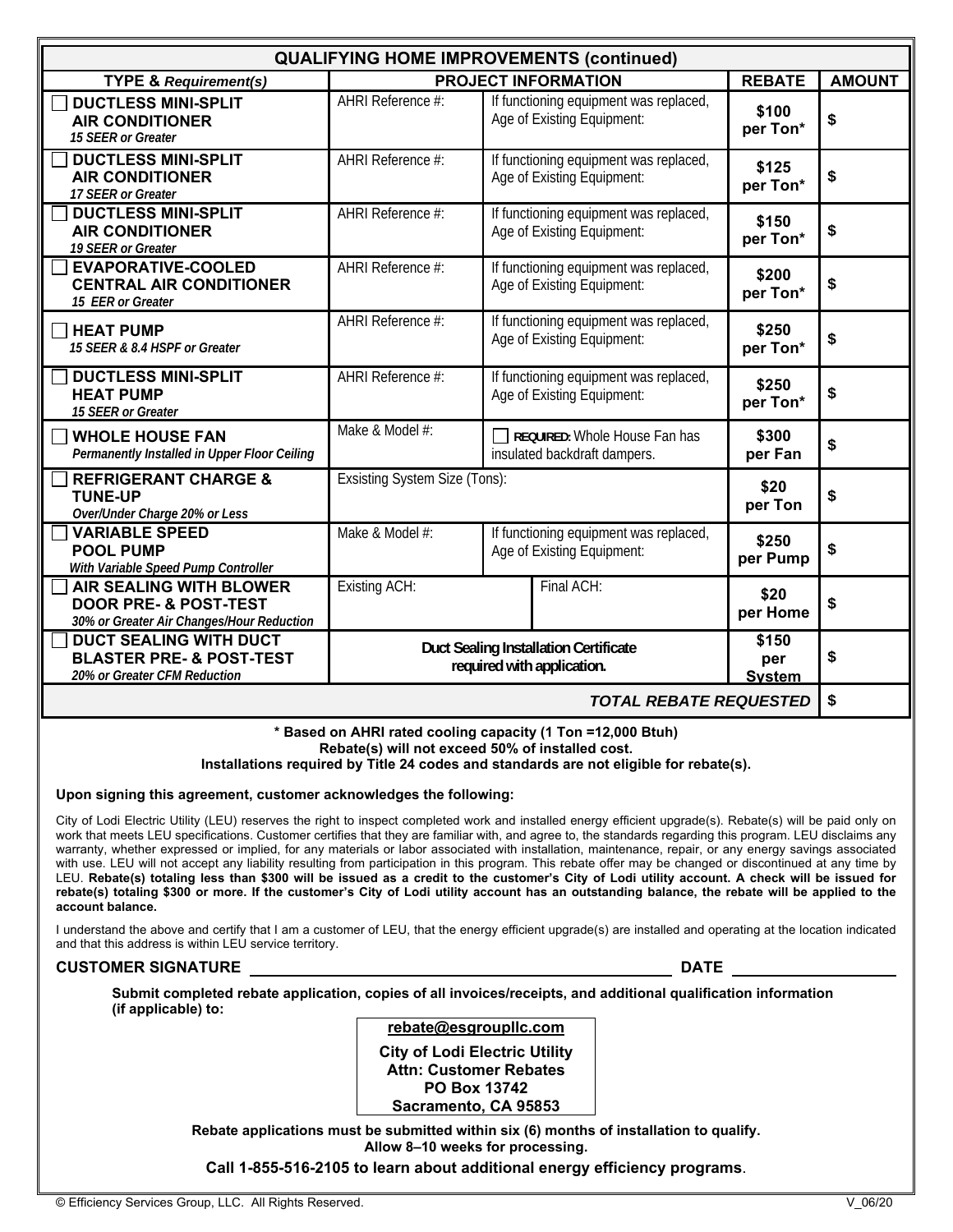| QUALIFYING HOME IMPROVEMENTS (continued) | | | | |
|---|---|---|---|---|
| **TYPE & *Requirement(s)*** | **PROJECT INFORMATION** | | **REBATE** | **AMOUNT** |
| ☐ **DUCTLESS MINI-SPLIT AIR CONDITIONER** *15 SEER or Greater* | AHRI Reference #: | If functioning equipment was replaced, Age of Existing Equipment: | **$100 per Ton*** | **$** |
| ☐ **DUCTLESS MINI-SPLIT AIR CONDITIONER** *17 SEER or Greater* | AHRI Reference #: | If functioning equipment was replaced, Age of Existing Equipment: | **$125 per Ton*** | **$** |
| ☐ **DUCTLESS MINI-SPLIT AIR CONDITIONER** *19 SEER or Greater* | AHRI Reference #: | If functioning equipment was replaced, Age of Existing Equipment: | **$150 per Ton*** | **$** |
| ☐ **EVAPORATIVE-COOLED CENTRAL AIR CONDITIONER** *15 EER or Greater* | AHRI Reference #: | If functioning equipment was replaced, Age of Existing Equipment: | **$200 per Ton*** | **$** |
| ☐ **HEAT PUMP** *15 SEER & 8.4 HSPF or Greater* | AHRI Reference #: | If functioning equipment was replaced, Age of Existing Equipment: | **$250 per Ton*** | **$** |
| ☐ **DUCTLESS MINI-SPLIT HEAT PUMP** *15 SEER or Greater* | AHRI Reference #: | If functioning equipment was replaced, Age of Existing Equipment: | **$250 per Ton*** | **$** |
| ☐ **WHOLE HOUSE FAN** *Permanently Installed in Upper Floor Ceiling* | Make & Model #: | ☐ **REQUIRED:** Whole House Fan has insulated backdraft dampers. | **$300 per Fan** | **$** |
| ☐ **REFRIGERANT CHARGE & TUNE-UP** *Over/Under Charge 20% or Less* | Exsisting System Size (Tons): | | **$20 per Ton** | **$** |
| ☐ **VARIABLE SPEED POOL PUMP** *With Variable Speed Pump Controller* | Make & Model #: | If functioning equipment was replaced, Age of Existing Equipment: | **$250 per Pump** | **$** |
| ☐ **AIR SEALING WITH BLOWER DOOR PRE- & POST-TEST** *30% or Greater Air Changes/Hour Reduction* | Existing ACH: | Final ACH: | **$20 per Home** | **$** |
| ☐ **DUCT SEALING WITH DUCT BLASTER PRE- & POST-TEST** *20% or Greater CFM Reduction* | **Duct Sealing Installation Certificate required with application.** | | **$150 per System** | **$** |
| | | | ***TOTAL REBATE REQUESTED*** | **$** |

**\* Based on AHRI rated cooling capacity (1 Ton =12,000 Btuh)**
**Rebate(s) will not exceed 50% of installed cost.**
**Installations required by Title 24 codes and standards are not eligible for rebate(s).**

**Upon signing this agreement, customer acknowledges the following:**

City of Lodi Electric Utility (LEU) reserves the right to inspect completed work and installed energy efficient upgrade(s). Rebate(s) will be paid only on work that meets LEU specifications. Customer certifies that they are familiar with, and agree to, the standards regarding this program. LEU disclaims any warranty, whether expressed or implied, for any materials or labor associated with installation, maintenance, repair, or any energy savings associated with use. LEU will not accept any liability resulting from participation in this program. This rebate offer may be changed or discontinued at any time by LEU. **Rebate(s) totaling less than $300 will be issued as a credit to the customer's City of Lodi utility account. A check will be issued for rebate(s) totaling $300 or more. If the customer's City of Lodi utility account has an outstanding balance, the rebate will be applied to the account balance.**

I understand the above and certify that I am a customer of LEU, that the energy efficient upgrade(s) are installed and operating at the location indicated and that this address is within LEU service territory.

**CUSTOMER SIGNATURE** ______________________________ **DATE** ______________

**Submit completed rebate application, copies of all invoices/receipts, and additional qualification information (if applicable) to:**

**rebate@esgroupllc.com**

**City of Lodi Electric Utility**
**Attn: Customer Rebates**
**PO Box 13742**
**Sacramento, CA 95853**

**Rebate applications must be submitted within six (6) months of installation to qualify.**
**Allow 8–10 weeks for processing.**

**Call 1-855-516-2105 to learn about additional energy efficiency programs.**

© Efficiency Services Group, LLC. All Rights Reserved. V_06/20